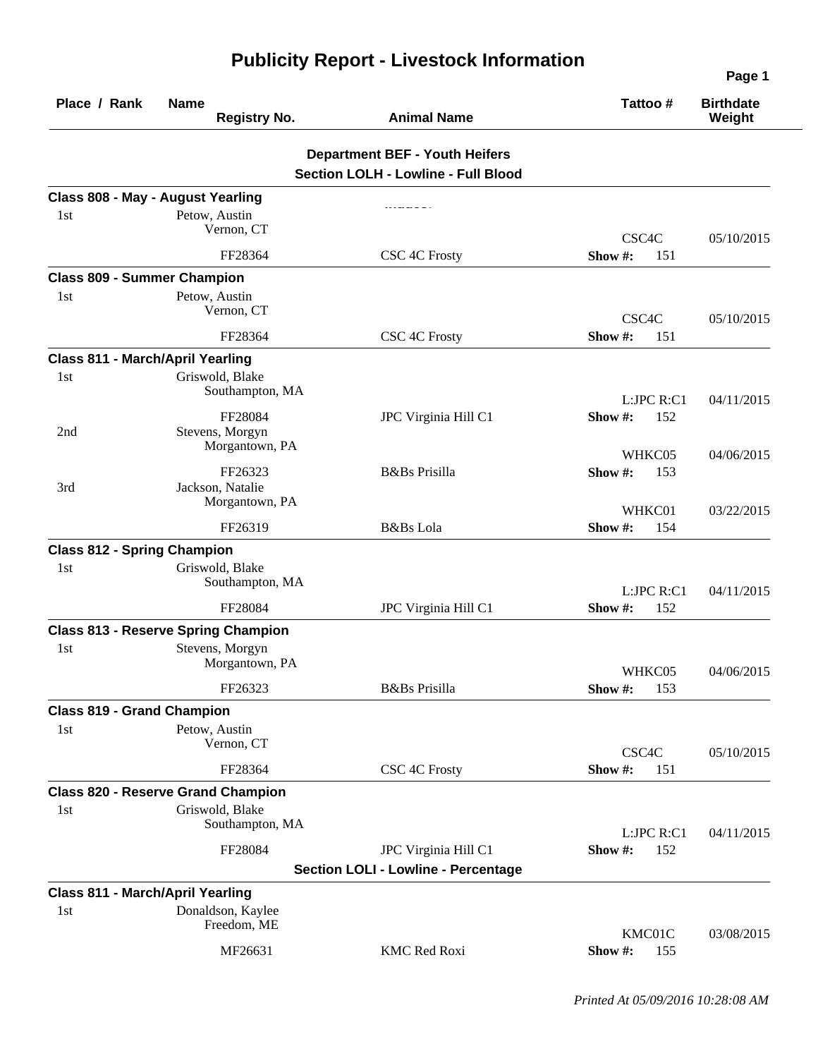# Publicity Report - Livestock Information

| Place / Rank | Name / Registry No. | Animal Name | Tattoo # | Birthdate / Weight |
|---|---|---|---|---|

## Department BEF - Youth Heifers

### Section LOLH - Lowline - Full Blood

**Class 808 - May - August Yearling**

| Place / Rank | Name / Registry No. | Animal Name | Tattoo # | Birthdate / Weight |
|---|---|---|---|---|
| 1st | Petow, Austin<br>Vernon, CT<br>FF28364 | CSC 4C Frosty | CSC4C<br>Show #: 151 | 05/10/2015 |

**Class 809 - Summer Champion**

| Place / Rank | Name / Registry No. | Animal Name | Tattoo # | Birthdate / Weight |
|---|---|---|---|---|
| 1st | Petow, Austin<br>Vernon, CT<br>FF28364 | CSC 4C Frosty | CSC4C<br>Show #: 151 | 05/10/2015 |

**Class 811 - March/April Yearling**

| Place / Rank | Name / Registry No. | Animal Name | Tattoo # | Birthdate / Weight |
|---|---|---|---|---|
| 1st | Griswold, Blake<br>Southampton, MA<br>FF28084 | JPC Virginia Hill C1 | L:JPC R:C1<br>Show #: 152 | 04/11/2015 |
| 2nd | Stevens, Morgyn<br>Morgantown, PA<br>FF26323 | B&Bs Prisilla | WHKC05<br>Show #: 153 | 04/06/2015 |
| 3rd | Jackson, Natalie<br>Morgantown, PA<br>FF26319 | B&Bs Lola | WHKC01<br>Show #: 154 | 03/22/2015 |

**Class 812 - Spring Champion**

| Place / Rank | Name / Registry No. | Animal Name | Tattoo # | Birthdate / Weight |
|---|---|---|---|---|
| 1st | Griswold, Blake<br>Southampton, MA<br>FF28084 | JPC Virginia Hill C1 | L:JPC R:C1<br>Show #: 152 | 04/11/2015 |

**Class 813 - Reserve Spring Champion**

| Place / Rank | Name / Registry No. | Animal Name | Tattoo # | Birthdate / Weight |
|---|---|---|---|---|
| 1st | Stevens, Morgyn<br>Morgantown, PA<br>FF26323 | B&Bs Prisilla | WHKC05<br>Show #: 153 | 04/06/2015 |

**Class 819 - Grand Champion**

| Place / Rank | Name / Registry No. | Animal Name | Tattoo # | Birthdate / Weight |
|---|---|---|---|---|
| 1st | Petow, Austin<br>Vernon, CT<br>FF28364 | CSC 4C Frosty | CSC4C<br>Show #: 151 | 05/10/2015 |

**Class 820 - Reserve Grand Champion**

| Place / Rank | Name / Registry No. | Animal Name | Tattoo # | Birthdate / Weight |
|---|---|---|---|---|
| 1st | Griswold, Blake<br>Southampton, MA<br>FF28084 | JPC Virginia Hill C1 | L:JPC R:C1<br>Show #: 152 | 04/11/2015 |

### Section LOLI - Lowline - Percentage

**Class 811 - March/April Yearling**

| Place / Rank | Name / Registry No. | Animal Name | Tattoo # | Birthdate / Weight |
|---|---|---|---|---|
| 1st | Donaldson, Kaylee<br>Freedom, ME<br>MF26631 | KMC Red Roxi | KMC01C<br>Show #: 155 | 03/08/2015 |

*Printed At 05/09/2016 10:28:08 AM*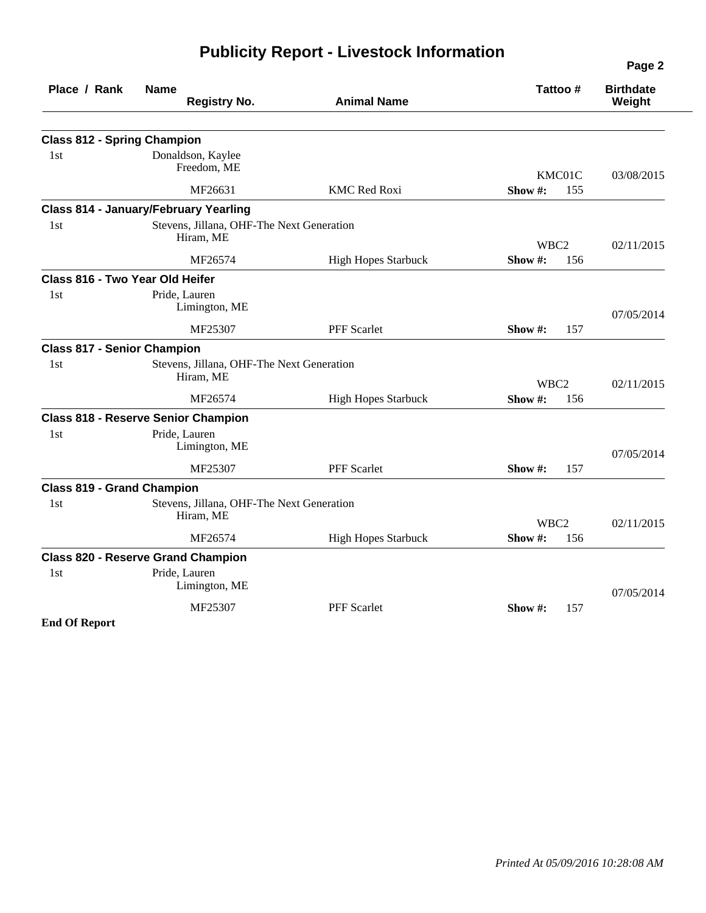# Publicity Report - Livestock Information

| Place / Rank | Name / Registry No. | Animal Name | Tattoo # | Birthdate / Weight |
|---|---|---|---|---|
| **Class 812 - Spring Champion** | | | | |
| 1st | Donaldson, Kaylee<br>Freedom, ME | | KMC01C | 03/08/2015 |
| | MF26631 | KMC Red Roxi | **Show #:** 155 | |
| **Class 814 - January/February Yearling** | | | | |
| 1st | Stevens, Jillana, OHF-The Next Generation<br>Hiram, ME | | WBC2 | 02/11/2015 |
| | MF26574 | High Hopes Starbuck | **Show #:** 156 | |
| **Class 816 - Two Year Old Heifer** | | | | |
| 1st | Pride, Lauren<br>Limington, ME | | | 07/05/2014 |
| | MF25307 | PFF Scarlet | **Show #:** 157 | |
| **Class 817 - Senior Champion** | | | | |
| 1st | Stevens, Jillana, OHF-The Next Generation<br>Hiram, ME | | WBC2 | 02/11/2015 |
| | MF26574 | High Hopes Starbuck | **Show #:** 156 | |
| **Class 818 - Reserve Senior Champion** | | | | |
| 1st | Pride, Lauren<br>Limington, ME | | | 07/05/2014 |
| | MF25307 | PFF Scarlet | **Show #:** 157 | |
| **Class 819 - Grand Champion** | | | | |
| 1st | Stevens, Jillana, OHF-The Next Generation<br>Hiram, ME | | WBC2 | 02/11/2015 |
| | MF26574 | High Hopes Starbuck | **Show #:** 156 | |
| **Class 820 - Reserve Grand Champion** | | | | |
| 1st | Pride, Lauren<br>Limington, ME | | | 07/05/2014 |
| | MF25307 | PFF Scarlet | **Show #:** 157 | |

**End Of Report**

*Printed At 05/09/2016 10:28:08 AM*